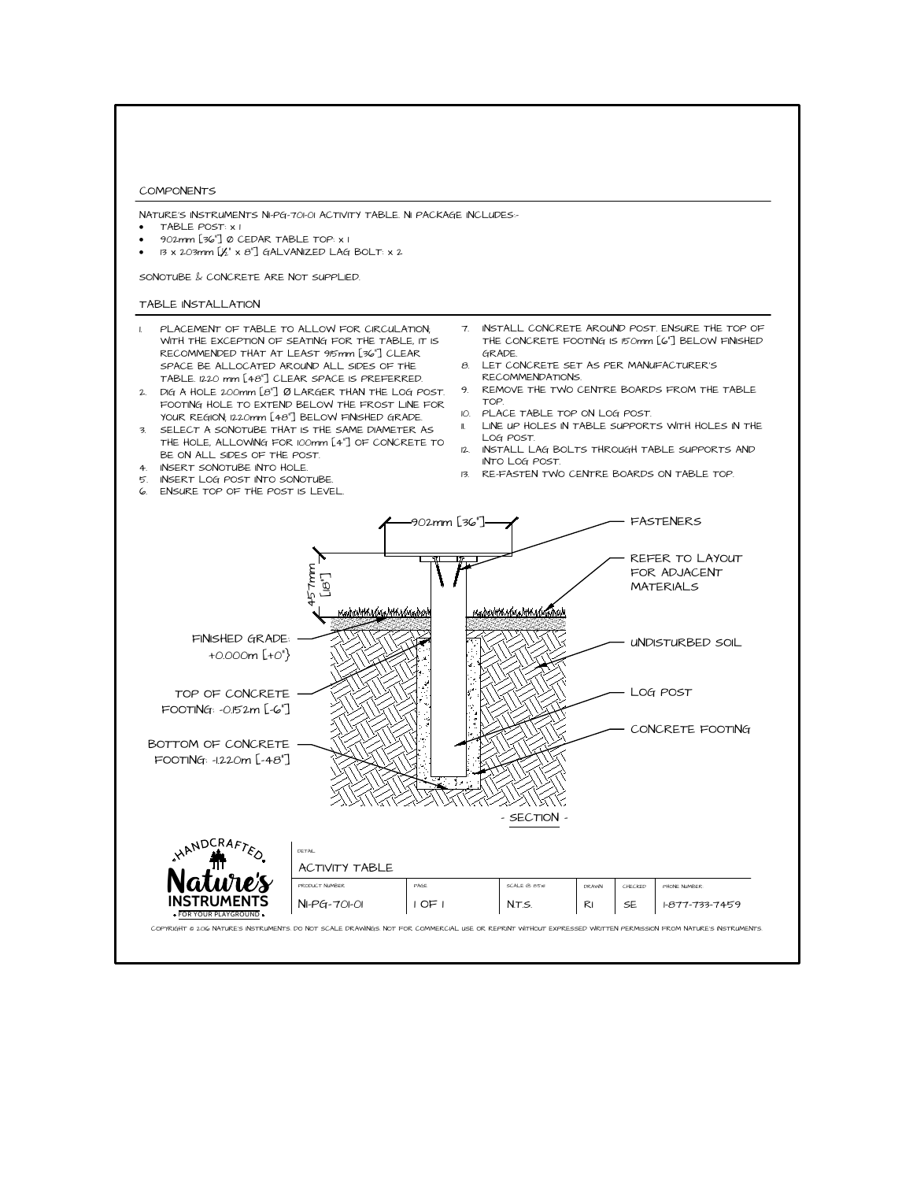## COMPONENTS

NATURE'S INSTRUMENTS NI-PG-701-01 ACTIVITY TABLE. NI PACKAGE INCLUDES:-

- TABLE POST: x 1
- 902mm [36"] Ø CEDAR TABLE TOP: x 1
- 13 x 203mm [½" x 8"] GALVANIZED LAG BOLT: x 2

SONOTUBE & CONCRETE ARE NOT SUPPLIED.

## TABLE INSTALLATION

1. PLACEMENT OF TABLE TO ALLOW FOR CIRCULATION, WITH THE EXCEPTION OF SEATING FOR THE TABLE, IT IS RECOMMENDED THAT AT LEAST 915mm [36"] CLEAR SPACE BE ALLOCATED AROUND ALL SIDES OF THE TABLE. 1220 mm [48"] CLEAR SPACE IS PREFERRED.
2. DIG A HOLE 200mm [8"] Ø LARGER THAN THE LOG POST. FOOTING HOLE TO EXTEND BELOW THE FROST LINE FOR YOUR REGION, 1220mm [48"] BELOW FINISHED GRADE.
3. SELECT A SONOTUBE THAT IS THE SAME DIAMETER AS THE HOLE, ALLOWING FOR 100mm [4"] OF CONCRETE TO BE ON ALL SIDES OF THE POST.
4. INSERT SONOTUBE INTO HOLE.
5. INSERT LOG POST INTO SONOTUBE.
6. ENSURE TOP OF THE POST IS LEVEL.
7. INSTALL CONCRETE AROUND POST. ENSURE THE TOP OF THE CONCRETE FOOTING IS 150mm [6"] BELOW FINISHED GRADE.
8. LET CONCRETE SET AS PER MANUFACTURER'S RECOMMENDATIONS.
9. REMOVE THE TWO CENTRE BOARDS FROM THE TABLE TOP.
10. PLACE TABLE TOP ON LOG POST.
11. LINE UP HOLES IN TABLE SUPPORTS WITH HOLES IN THE LOG POST.
12. INSTALL LAG BOLTS THROUGH TABLE SUPPORTS AND INTO LOG POST.
13. RE-FASTEN TWO CENTRE BOARDS ON TABLE TOP.

902mm [36"]

457mm [18"]

FASTENERS

REFER TO LAYOUT FOR ADJACENT MATERIALS

FINISHED GRADE: +0.000m [+0"]

UNDISTURBED SOIL

TOP OF CONCRETE FOOTING: -0.152m [-6"]

LOG POST

CONCRETE FOOTING

BOTTOM OF CONCRETE FOOTING: -1.220m [-48"]

- SECTION -

HANDCRAFTED Nature's INSTRUMENTS FOR YOUR PLAYGROUND

| DETAIL | | | | | |
|---|---|---|---|---|---|
| ACTIVITY TABLE | | | | | |
| PRODUCT NUMBER | PAGE | SCALE @ 8.5x11 | DRAWN | CHECKED | PHONE NUMBER |
| NI-PG-701-01 | 1 OF 1 | N.T.S. | RI | SE | 1-877-733-7459 |

COPYRIGHT © 2016 NATURE'S INSTRUMENTS. DO NOT SCALE DRAWINGS. NOT FOR COMMERCIAL USE OR REPRINT WITHOUT EXPRESSED WRITTEN PERMISSION FROM NATURE'S INSTRUMENTS.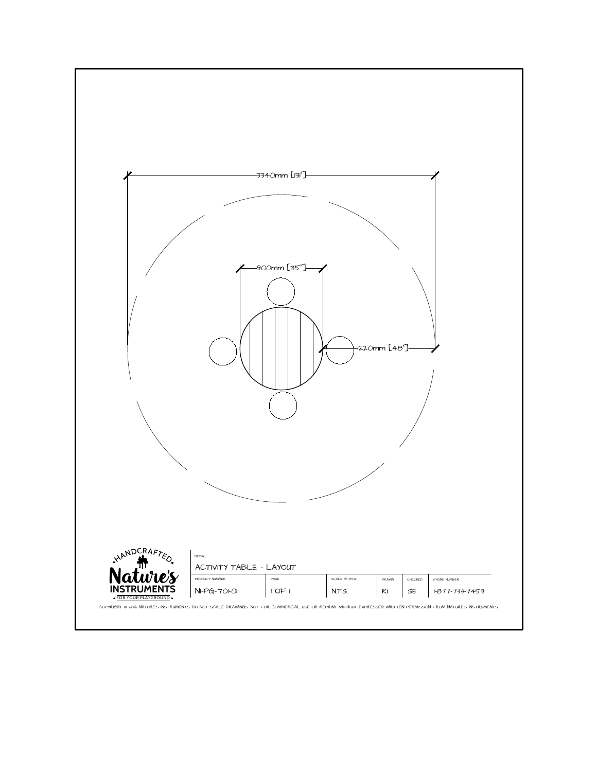3340mm [131"]

900mm [35"]

1220mm [48"]

| DETAIL | | | | | |
|---|---|---|---|---|---|
| ACTIVITY TABLE - LAYOUT | | | | | |
| PRODUCT NUMBER | PAGE | SCALE @ 8.5x11 | DRAWN | CHECKED | PHONE NUMBER |
| NI-PG-701-01 | 1 OF 1 | N.T.S. | RI | SE | 1-877-733-7459 |

HANDCRAFTED Nature's INSTRUMENTS • FOR YOUR PLAYGROUND •

COPYRIGHT © 2016 NATURE'S INSTRUMENTS. DO NOT SCALE DRAWINGS. NOT FOR COMMERCIAL USE OR REPRINT WITHOUT EXPRESSED WRITTEN PERMISSION FROM NATURE'S INSTRUMENTS.